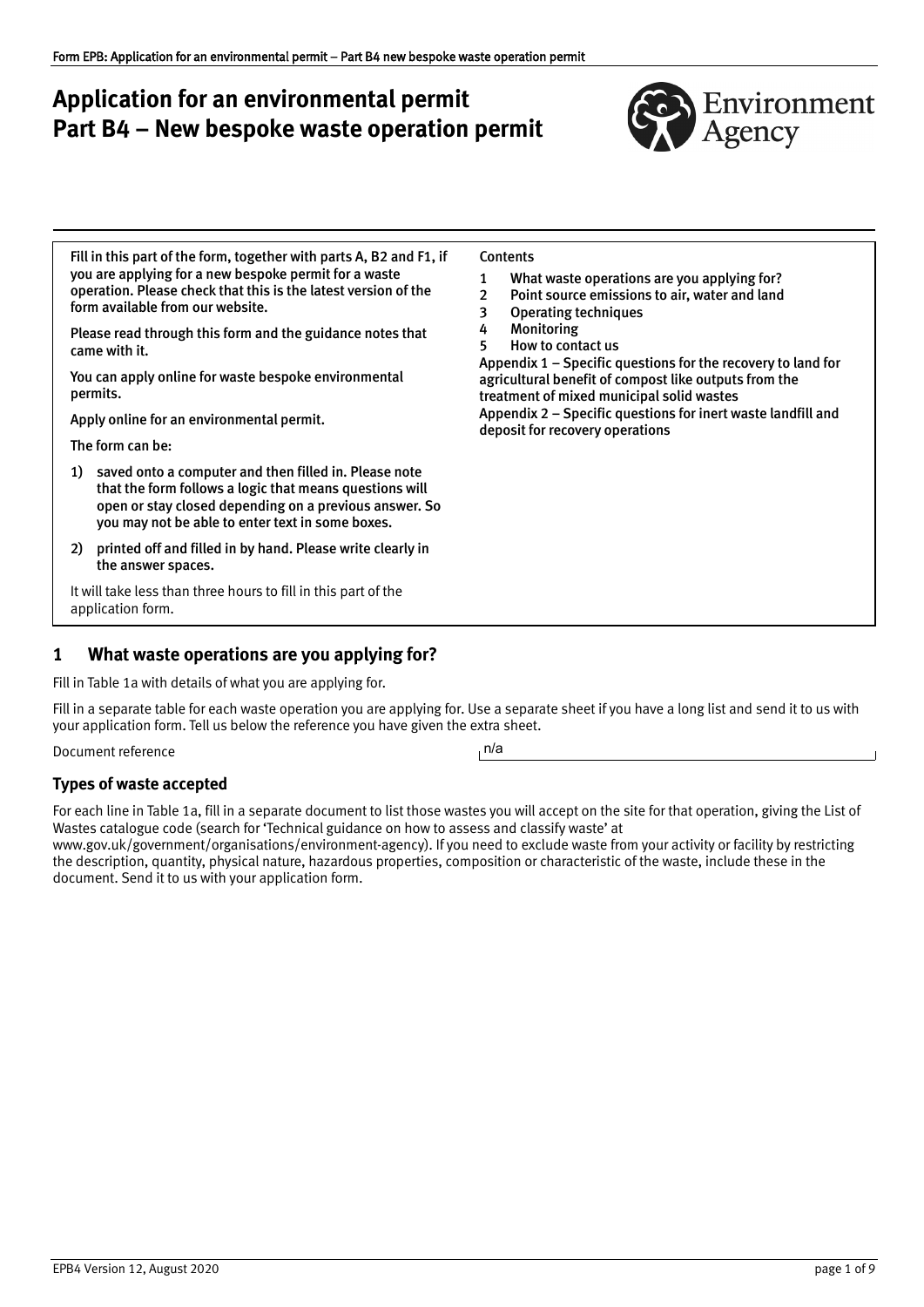# Application for an environmental permit
# Part B4 – New bespoke waste operation permit

Fill in this part of the form, together with parts A, B2 and F1, if you are applying for a new bespoke permit for a waste operation. Please check that this is the latest version of the form available from our website.

Please read through this form and the guidance notes that came with it.

You can apply online for waste bespoke environmental permits.

Apply online for an environmental permit.

The form can be:

1) saved onto a computer and then filled in. Please note that the form follows a logic that means questions will open or stay closed depending on a previous answer. So you may not be able to enter text in some boxes.
2) printed off and filled in by hand. Please write clearly in the answer spaces.

It will take less than three hours to fill in this part of the application form.

**Contents**

1 What waste operations are you applying for?
2 Point source emissions to air, water and land
3 Operating techniques
4 Monitoring
5 How to contact us

Appendix 1 – Specific questions for the recovery to land for agricultural benefit of compost like outputs from the treatment of mixed municipal solid wastes
Appendix 2 – Specific questions for inert waste landfill and deposit for recovery operations

## 1 What waste operations are you applying for?

Fill in Table 1a with details of what you are applying for.

Fill in a separate table for each waste operation you are applying for. Use a separate sheet if you have a long list and send it to us with your application form. Tell us below the reference you have given the extra sheet.

Document reference: n/a

### Types of waste accepted

For each line in Table 1a, fill in a separate document to list those wastes you will accept on the site for that operation, giving the List of Wastes catalogue code (search for 'Technical guidance on how to assess and classify waste' at www.gov.uk/government/organisations/environment-agency). If you need to exclude waste from your activity or facility by restricting the description, quantity, physical nature, hazardous properties, composition or characteristic of the waste, include these in the document. Send it to us with your application form.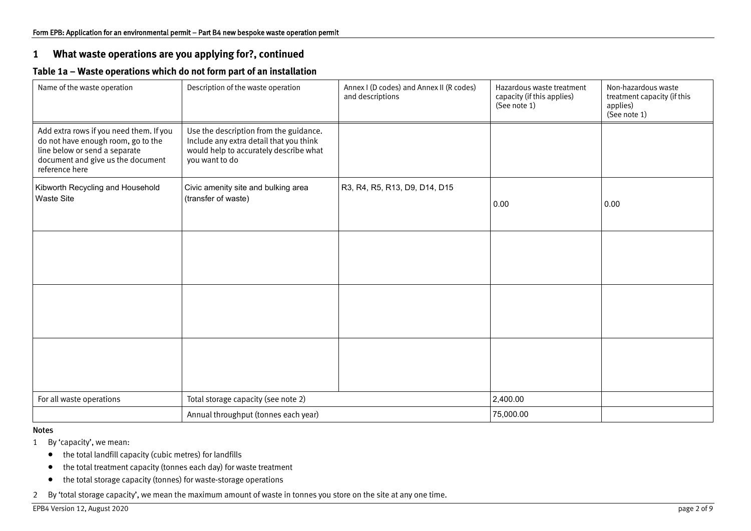## 1 What waste operations are you applying for?, continued

### Table 1a – Waste operations which do not form part of an installation

| Name of the waste operation | Description of the waste operation | Annex I (D codes) and Annex II (R codes) and descriptions | Hazardous waste treatment capacity (if this applies) (See note 1) | Non-hazardous waste treatment capacity (if this applies) (See note 1) |
|---|---|---|---|---|
| Add extra rows if you need them. If you do not have enough room, go to the line below or send a separate document and give us the document reference here | Use the description from the guidance. Include any extra detail that you think would help to accurately describe what you want to do | | | |
| Kibworth Recycling and Household Waste Site | Civic amenity site and bulking area (transfer of waste) | R3, R4, R5, R13, D9, D14, D15 | 0.00 | 0.00 |
| | | | | |
| | | | | |
| | | | | |
| For all waste operations | Total storage capacity (see note 2) | | 2,400.00 | |
| | Annual throughput (tonnes each year) | | 75,000.00 | |

**Notes**

1 By 'capacity', we mean:

- the total landfill capacity (cubic metres) for landfills
- the total treatment capacity (tonnes each day) for waste treatment
- the total storage capacity (tonnes) for waste-storage operations

2 By 'total storage capacity', we mean the maximum amount of waste in tonnes you store on the site at any one time.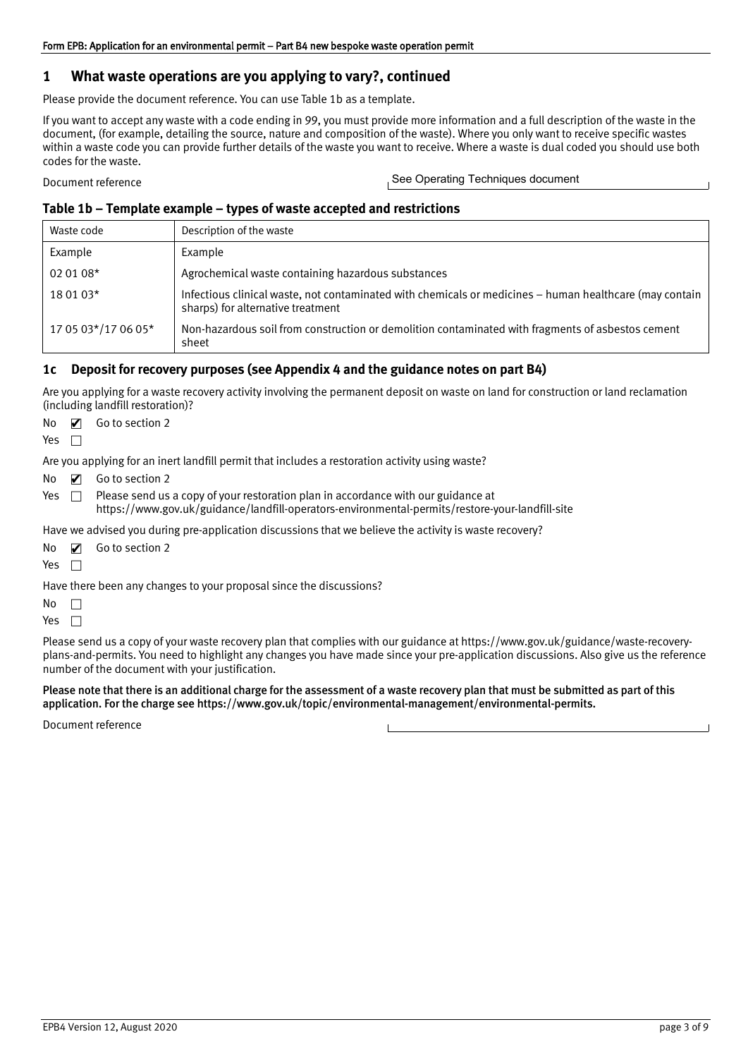## 1 What waste operations are you applying to vary?, continued

Please provide the document reference. You can use Table 1b as a template.

If you want to accept any waste with a code ending in 99, you must provide more information and a full description of the waste in the document, (for example, detailing the source, nature and composition of the waste). Where you only want to receive specific wastes within a waste code you can provide further details of the waste you want to receive. Where a waste is dual coded you should use both codes for the waste.

Document reference: See Operating Techniques document

### Table 1b – Template example – types of waste accepted and restrictions

| Waste code | Description of the waste |
|---|---|
| Example | Example |
| 02 01 08* | Agrochemical waste containing hazardous substances |
| 18 01 03* | Infectious clinical waste, not contaminated with chemicals or medicines – human healthcare (may contain sharps) for alternative treatment |
| 17 05 03*/17 06 05* | Non-hazardous soil from construction or demolition contaminated with fragments of asbestos cement sheet |

### 1c Deposit for recovery purposes (see Appendix 4 and the guidance notes on part B4)

Are you applying for a waste recovery activity involving the permanent deposit on waste on land for construction or land reclamation (including landfill restoration)?

No ☑ Go to section 2
Yes ☐

Are you applying for an inert landfill permit that includes a restoration activity using waste?

No ☑ Go to section 2
Yes ☐ Please send us a copy of your restoration plan in accordance with our guidance at https://www.gov.uk/guidance/landfill-operators-environmental-permits/restore-your-landfill-site

Have we advised you during pre-application discussions that we believe the activity is waste recovery?

No ☑ Go to section 2
Yes ☐

Have there been any changes to your proposal since the discussions?

No ☐
Yes ☐

Please send us a copy of your waste recovery plan that complies with our guidance at https://www.gov.uk/guidance/waste-recovery-plans-and-permits. You need to highlight any changes you have made since your pre-application discussions. Also give us the reference number of the document with your justification.

**Please note that there is an additional charge for the assessment of a waste recovery plan that must be submitted as part of this application. For the charge see https://www.gov.uk/topic/environmental-management/environmental-permits.**

Document reference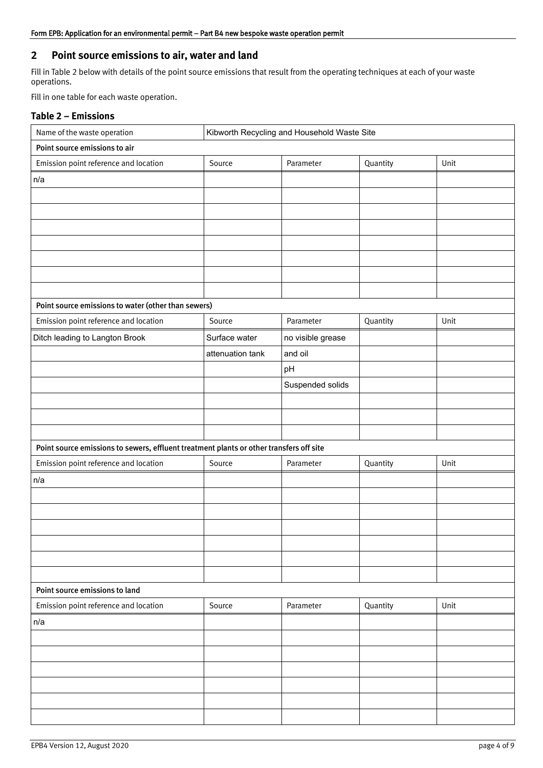## 2 Point source emissions to air, water and land

Fill in Table 2 below with details of the point source emissions that result from the operating techniques at each of your waste operations.

Fill in one table for each waste operation.

### Table 2 – Emissions

| Name of the waste operation | Kibworth Recycling and Household Waste Site | | | |
|---|---|---|---|---|
| **Point source emissions to air** | | | | |
| Emission point reference and location | Source | Parameter | Quantity | Unit |
| n/a | | | | |
| | | | | |
| | | | | |
| | | | | |
| | | | | |
| | | | | |
| | | | | |
| | | | | |
| **Point source emissions to water (other than sewers)** | | | | |
| Emission point reference and location | Source | Parameter | Quantity | Unit |
| Ditch leading to Langton Brook | Surface water | no visible grease | | |
| | attenuation tank | and oil | | |
| | | pH | | |
| | | Suspended solids | | |
| | | | | |
| | | | | |
| | | | | |
| **Point source emissions to sewers, effluent treatment plants or other transfers off site** | | | | |
| Emission point reference and location | Source | Parameter | Quantity | Unit |
| n/a | | | | |
| | | | | |
| | | | | |
| | | | | |
| | | | | |
| | | | | |
| | | | | |
| **Point source emissions to land** | | | | |
| Emission point reference and location | Source | Parameter | Quantity | Unit |
| n/a | | | | |
| | | | | |
| | | | | |
| | | | | |
| | | | | |
| | | | | |
| | | | | |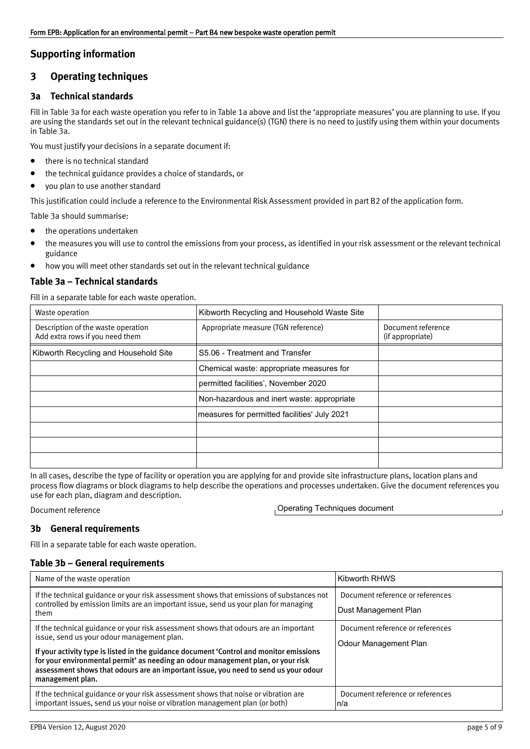## Supporting information

## 3 Operating techniques

### 3a Technical standards

Fill in Table 3a for each waste operation you refer to in Table 1a above and list the 'appropriate measures' you are planning to use. If you are using the standards set out in the relevant technical guidance(s) (TGN) there is no need to justify using them within your documents in Table 3a.

You must justify your decisions in a separate document if:

- there is no technical standard
- the technical guidance provides a choice of standards, or
- you plan to use another standard

This justification could include a reference to the Environmental Risk Assessment provided in part B2 of the application form.

Table 3a should summarise:

- the operations undertaken
- the measures you will use to control the emissions from your process, as identified in your risk assessment or the relevant technical guidance
- how you will meet other standards set out in the relevant technical guidance

### Table 3a – Technical standards

Fill in a separate table for each waste operation.

| Waste operation | Kibworth Recycling and Household Waste Site | |
|---|---|---|
| Description of the waste operation<br>Add extra rows if you need them | Appropriate measure (TGN reference) | Document reference (if appropriate) |
| Kibworth Recycling and Household Site | S5.06 - Treatment and Transfer | |
| | Chemical waste: appropriate measures for | |
| | permitted facilities', November 2020 | |
| | Non-hazardous and inert waste: appropriate | |
| | measures for permitted facilities' July 2021 | |
| | | |
| | | |
| | | |

In all cases, describe the type of facility or operation you are applying for and provide site infrastructure plans, location plans and process flow diagrams or block diagrams to help describe the operations and processes undertaken. Give the document references you use for each plan, diagram and description.

Document reference: Operating Techniques document

### 3b General requirements

Fill in a separate table for each waste operation.

### Table 3b – General requirements

| Name of the waste operation | Kibworth RHWS |
|---|---|
| If the technical guidance or your risk assessment shows that emissions of substances not controlled by emission limits are an important issue, send us your plan for managing them | Document reference or references<br>Dust Management Plan |
| If the technical guidance or your risk assessment shows that odours are an important issue, send us your odour management plan.<br>**If your activity type is listed in the guidance document 'Control and monitor emissions for your environmental permit' as needing an odour management plan, or your risk assessment shows that odours are an important issue, you need to send us your odour management plan.** | Document reference or references<br>Odour Management Plan |
| If the technical guidance or your risk assessment shows that noise or vibration are important issues, send us your noise or vibration management plan (or both) | Document reference or references<br>n/a |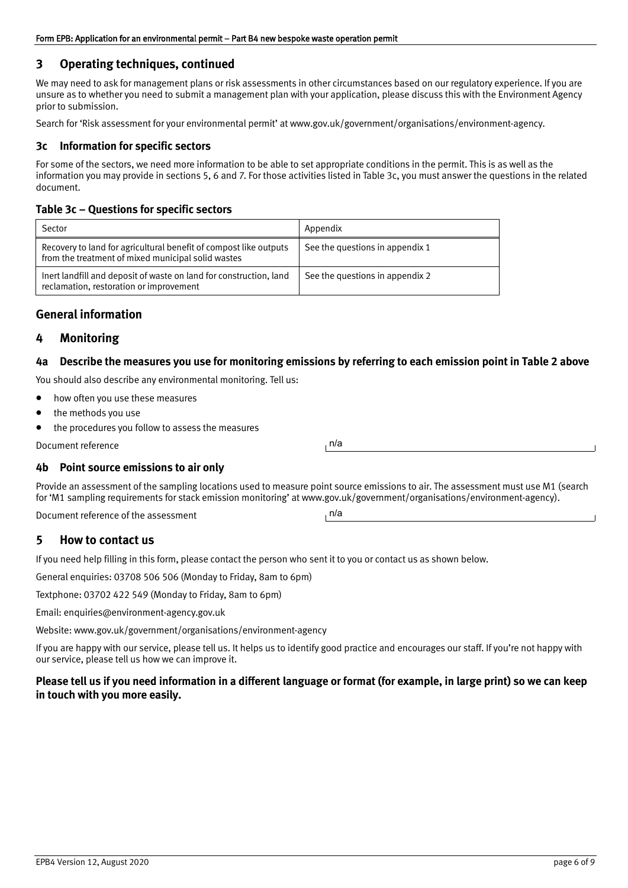## 3 Operating techniques, continued

We may need to ask for management plans or risk assessments in other circumstances based on our regulatory experience. If you are unsure as to whether you need to submit a management plan with your application, please discuss this with the Environment Agency prior to submission.

Search for 'Risk assessment for your environmental permit' at www.gov.uk/government/organisations/environment-agency.

### 3c Information for specific sectors

For some of the sectors, we need more information to be able to set appropriate conditions in the permit. This is as well as the information you may provide in sections 5, 6 and 7. For those activities listed in Table 3c, you must answer the questions in the related document.

**Table 3c – Questions for specific sectors**

| Sector | Appendix |
|---|---|
| Recovery to land for agricultural benefit of compost like outputs from the treatment of mixed municipal solid wastes | See the questions in appendix 1 |
| Inert landfill and deposit of waste on land for construction, land reclamation, restoration or improvement | See the questions in appendix 2 |

## General information

## 4 Monitoring

### 4a Describe the measures you use for monitoring emissions by referring to each emission point in Table 2 above

You should also describe any environmental monitoring. Tell us:

- how often you use these measures
- the methods you use
- the procedures you follow to assess the measures

Document reference: n/a

### 4b Point source emissions to air only

Provide an assessment of the sampling locations used to measure point source emissions to air. The assessment must use M1 (search for 'M1 sampling requirements for stack emission monitoring' at www.gov.uk/government/organisations/environment-agency).

Document reference of the assessment: n/a

## 5 How to contact us

If you need help filling in this form, please contact the person who sent it to you or contact us as shown below.

General enquiries: 03708 506 506 (Monday to Friday, 8am to 6pm)

Textphone: 03702 422 549 (Monday to Friday, 8am to 6pm)

Email: enquiries@environment-agency.gov.uk

Website: www.gov.uk/government/organisations/environment-agency

If you are happy with our service, please tell us. It helps us to identify good practice and encourages our staff. If you're not happy with our service, please tell us how we can improve it.

**Please tell us if you need information in a different language or format (for example, in large print) so we can keep in touch with you more easily.**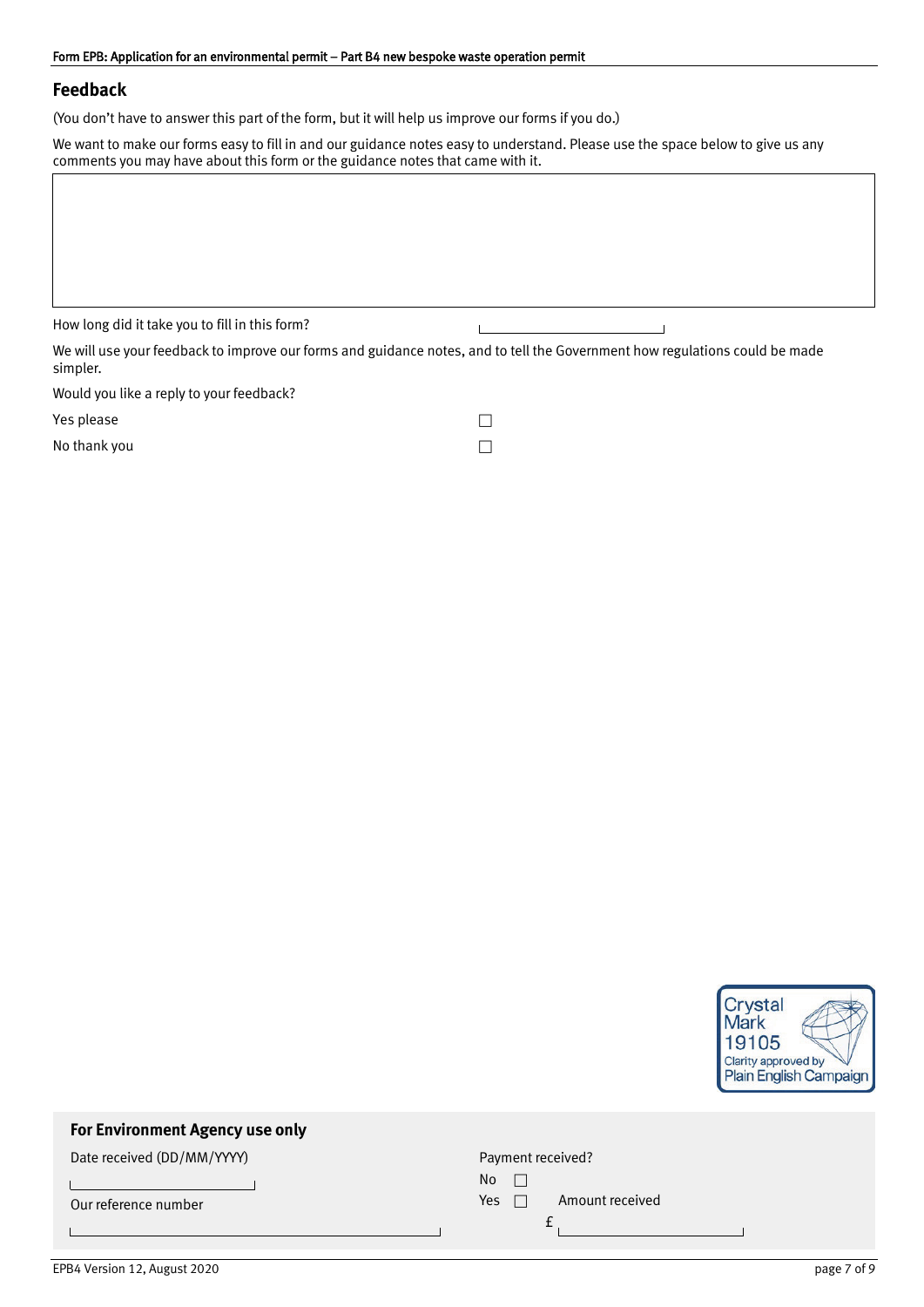## Feedback

(You don't have to answer this part of the form, but it will help us improve our forms if you do.)

We want to make our forms easy to fill in and our guidance notes easy to understand. Please use the space below to give us any comments you may have about this form or the guidance notes that came with it.

How long did it take you to fill in this form?

We will use your feedback to improve our forms and guidance notes, and to tell the Government how regulations could be made simpler.

Would you like a reply to your feedback?

Yes please ☐

No thank you ☐

Crystal Mark 19105 Clarity approved by Plain English Campaign

### For Environment Agency use only

Date received (DD/MM/YYYY)

Our reference number

Payment received?

No ☐

Yes ☐ Amount received

£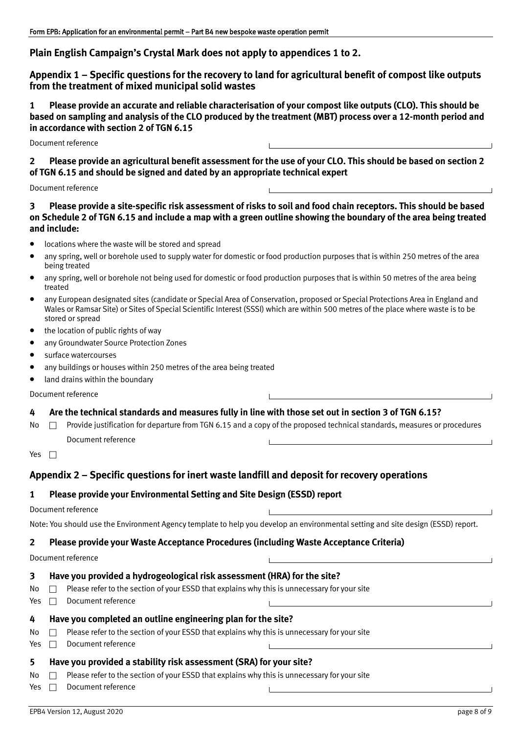**Plain English Campaign's Crystal Mark does not apply to appendices 1 to 2.**

## Appendix 1 – Specific questions for the recovery to land for agricultural benefit of compost like outputs from the treatment of mixed municipal solid wastes

**1 Please provide an accurate and reliable characterisation of your compost like outputs (CLO). This should be based on sampling and analysis of the CLO produced by the treatment (MBT) process over a 12-month period and in accordance with section 2 of TGN 6.15**

Document reference

**2 Please provide an agricultural benefit assessment for the use of your CLO. This should be based on section 2 of TGN 6.15 and should be signed and dated by an appropriate technical expert**

Document reference

**3 Please provide a site-specific risk assessment of risks to soil and food chain receptors. This should be based on Schedule 2 of TGN 6.15 and include a map with a green outline showing the boundary of the area being treated and include:**

- locations where the waste will be stored and spread
- any spring, well or borehole used to supply water for domestic or food production purposes that is within 250 metres of the area being treated
- any spring, well or borehole not being used for domestic or food production purposes that is within 50 metres of the area being treated
- any European designated sites (candidate or Special Area of Conservation, proposed or Special Protections Area in England and Wales or Ramsar Site) or Sites of Special Scientific Interest (SSSI) which are within 500 metres of the place where waste is to be stored or spread
- the location of public rights of way
- any Groundwater Source Protection Zones
- surface watercourses
- any buildings or houses within 250 metres of the area being treated
- land drains within the boundary

Document reference

**4 Are the technical standards and measures fully in line with those set out in section 3 of TGN 6.15?**

No ☐ Provide justification for departure from TGN 6.15 and a copy of the proposed technical standards, measures or procedures

Document reference

Yes ☐

## Appendix 2 – Specific questions for inert waste landfill and deposit for recovery operations

**1 Please provide your Environmental Setting and Site Design (ESSD) report**

Document reference

Note: You should use the Environment Agency template to help you develop an environmental setting and site design (ESSD) report.

**2 Please provide your Waste Acceptance Procedures (including Waste Acceptance Criteria)**

Document reference

**3 Have you provided a hydrogeological risk assessment (HRA) for the site?**

No ☐ Please refer to the section of your ESSD that explains why this is unnecessary for your site

Yes ☐ Document reference

**4 Have you completed an outline engineering plan for the site?**

No ☐ Please refer to the section of your ESSD that explains why this is unnecessary for your site

Yes ☐ Document reference

**5 Have you provided a stability risk assessment (SRA) for your site?**

No ☐ Please refer to the section of your ESSD that explains why this is unnecessary for your site

Yes ☐ Document reference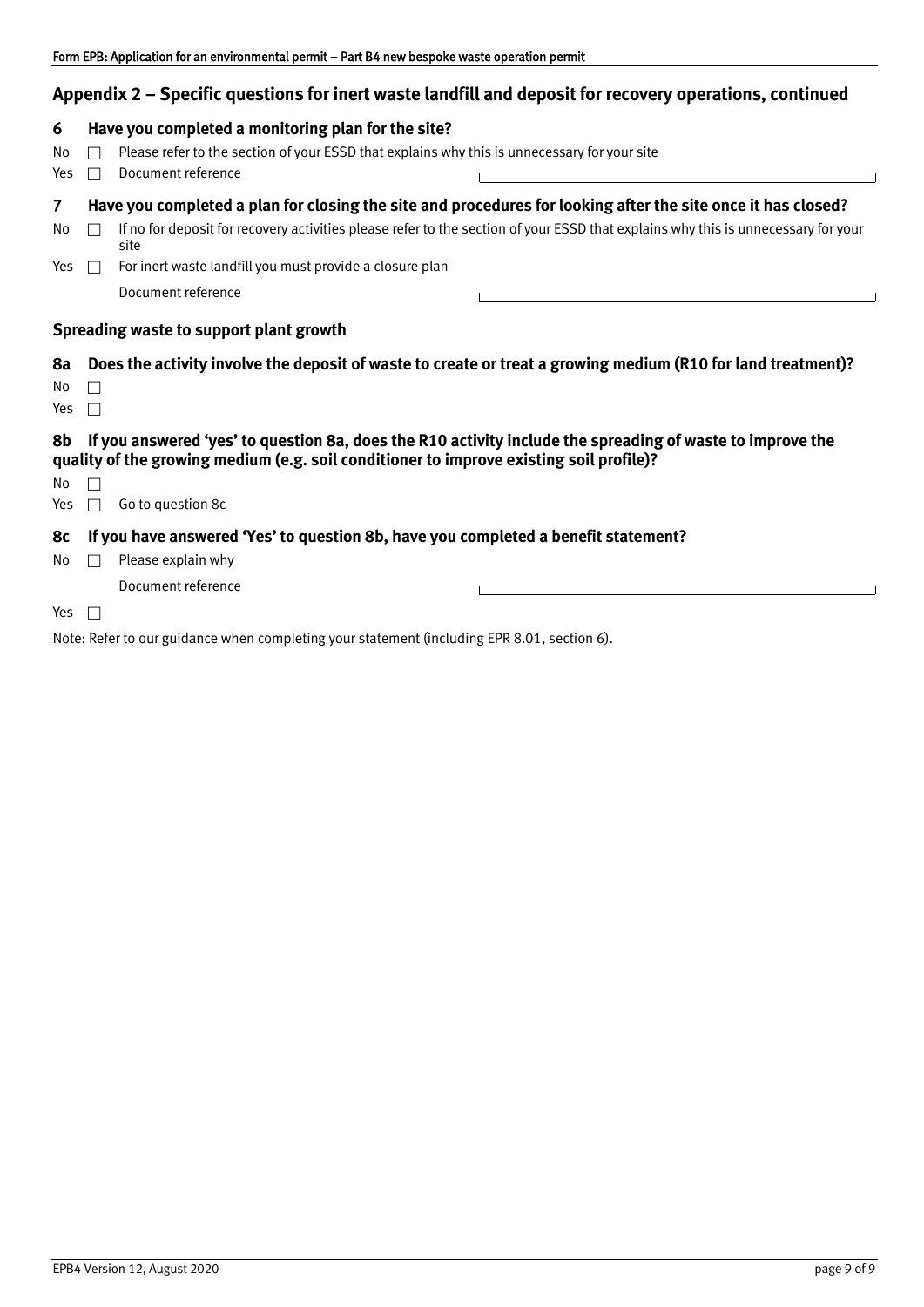## Appendix 2 – Specific questions for inert waste landfill and deposit for recovery operations, continued

**6 Have you completed a monitoring plan for the site?**

No ☐ Please refer to the section of your ESSD that explains why this is unnecessary for your site

Yes ☐ Document reference

**7 Have you completed a plan for closing the site and procedures for looking after the site once it has closed?**

No ☐ If no for deposit for recovery activities please refer to the section of your ESSD that explains why this is unnecessary for your site

Yes ☐ For inert waste landfill you must provide a closure plan

Document reference

### Spreading waste to support plant growth

**8a Does the activity involve the deposit of waste to create or treat a growing medium (R10 for land treatment)?**

No ☐

Yes ☐

**8b If you answered 'yes' to question 8a, does the R10 activity include the spreading of waste to improve the quality of the growing medium (e.g. soil conditioner to improve existing soil profile)?**

No ☐

Yes ☐ Go to question 8c

**8c If you have answered 'Yes' to question 8b, have you completed a benefit statement?**

No ☐ Please explain why

Document reference

Yes ☐

Note: Refer to our guidance when completing your statement (including EPR 8.01, section 6).